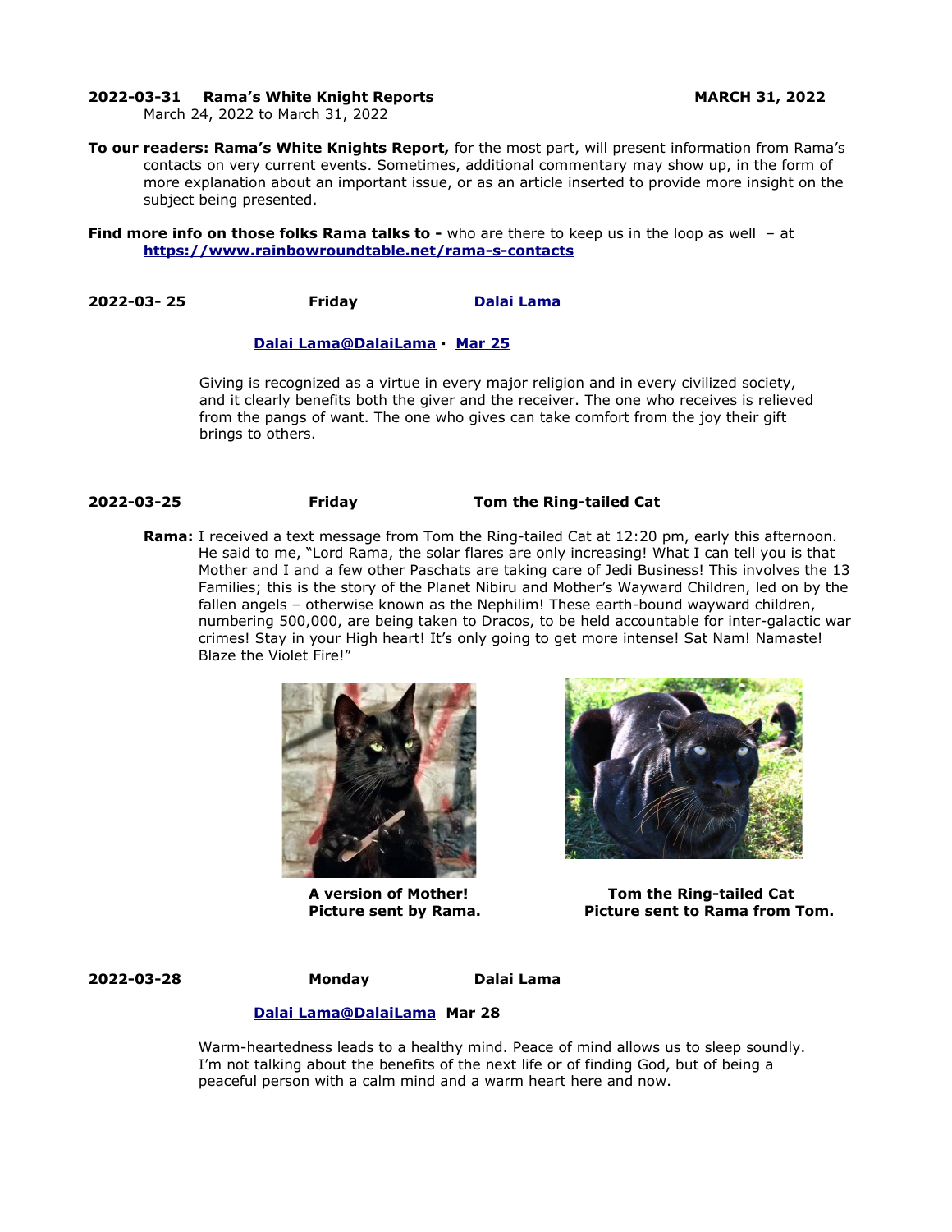**2022-03-31 Rama's White Knight Reports** **MARCH 31, 2022**
March 24, 2022 to March 31, 2022

**To our readers: Rama's White Knights Report,** for the most part, will present information from Rama's contacts on very current events. Sometimes, additional commentary may show up, in the form of more explanation about an important issue, or as an article inserted to provide more insight on the subject being presented.

**Find more info on those folks Rama talks to -** who are there to keep us in the loop as well – at **https://www.rainbowroundtable.net/rama-s-contacts**

**2022-03- 25** **Friday** **Dalai Lama**

**Dalai Lama@DalaiLama · Mar 25**

Giving is recognized as a virtue in every major religion and in every civilized society, and it clearly benefits both the giver and the receiver. The one who receives is relieved from the pangs of want. The one who gives can take comfort from the joy their gift brings to others.

**2022-03-25** **Friday** **Tom the Ring-tailed Cat**

**Rama:** I received a text message from Tom the Ring-tailed Cat at 12:20 pm, early this afternoon. He said to me, "Lord Rama, the solar flares are only increasing! What I can tell you is that Mother and I and a few other Paschats are taking care of Jedi Business! This involves the 13 Families; this is the story of the Planet Nibiru and Mother's Wayward Children, led on by the fallen angels – otherwise known as the Nephilim! These earth-bound wayward children, numbering 500,000, are being taken to Dracos, to be held accountable for inter-galactic war crimes! Stay in your High heart! It's only going to get more intense! Sat Nam! Namaste! Blaze the Violet Fire!"

**A version of Mother!**
**Picture sent by Rama.**

**Tom the Ring-tailed Cat**
**Picture sent to Rama from Tom.**

**2022-03-28** **Monday** **Dalai Lama**

**Dalai Lama@DalaiLama Mar 28**

Warm-heartedness leads to a healthy mind. Peace of mind allows us to sleep soundly. I'm not talking about the benefits of the next life or of finding God, but of being a peaceful person with a calm mind and a warm heart here and now.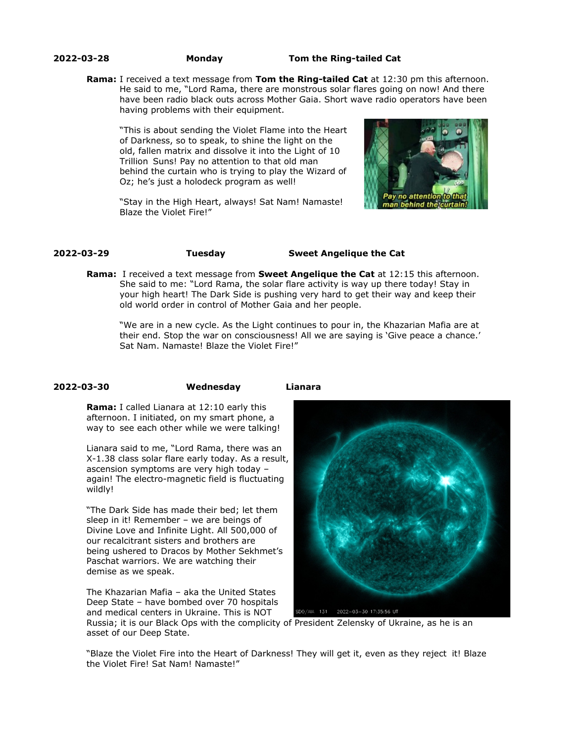**2022-03-28** **Monday** **Tom the Ring-tailed Cat**

**Rama:** I received a text message from **Tom the Ring-tailed Cat** at 12:30 pm this afternoon. He said to me, "Lord Rama, there are monstrous solar flares going on now! And there have been radio black outs across Mother Gaia. Short wave radio operators have been having problems with their equipment.

"This is about sending the Violet Flame into the Heart of Darkness, so to speak, to shine the light on the old, fallen matrix and dissolve it into the Light of 10 Trillion Suns! Pay no attention to that old man behind the curtain who is trying to play the Wizard of Oz; he's just a holodeck program as well!

"Stay in the High Heart, always! Sat Nam! Namaste! Blaze the Violet Fire!"

**2022-03-29** **Tuesday** **Sweet Angelique the Cat**

**Rama:** I received a text message from **Sweet Angelique the Cat** at 12:15 this afternoon. She said to me: "Lord Rama, the solar flare activity is way up there today! Stay in your high heart! The Dark Side is pushing very hard to get their way and keep their old world order in control of Mother Gaia and her people.

"We are in a new cycle. As the Light continues to pour in, the Khazarian Mafia are at their end. Stop the war on consciousness! All we are saying is 'Give peace a chance.' Sat Nam. Namaste! Blaze the Violet Fire!"

**2022-03-30** **Wednesday** **Lianara**

**Rama:** I called Lianara at 12:10 early this afternoon. I initiated, on my smart phone, a way to see each other while we were talking!

Lianara said to me, "Lord Rama, there was an X-1.38 class solar flare early today. As a result, ascension symptoms are very high today – again! The electro-magnetic field is fluctuating wildly!

"The Dark Side has made their bed; let them sleep in it! Remember – we are beings of Divine Love and Infinite Light. All 500,000 of our recalcitrant sisters and brothers are being ushered to Dracos by Mother Sekhmet's Paschat warriors. We are watching their demise as we speak.

The Khazarian Mafia – aka the United States Deep State – have bombed over 70 hospitals and medical centers in Ukraine. This is NOT Russia; it is our Black Ops with the complicity of President Zelensky of Ukraine, as he is an asset of our Deep State.

"Blaze the Violet Fire into the Heart of Darkness! They will get it, even as they reject it! Blaze the Violet Fire! Sat Nam! Namaste!"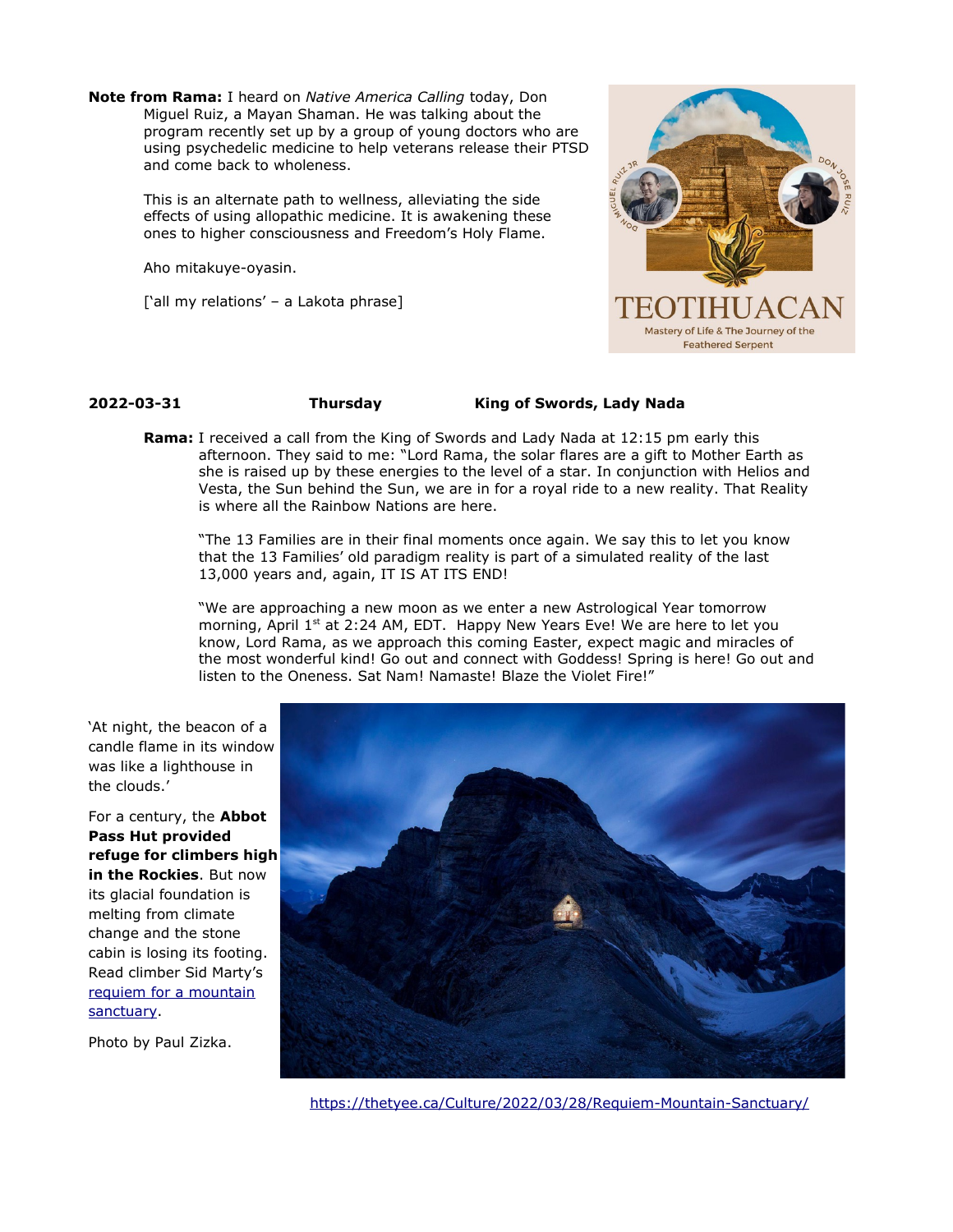**Note from Rama:** I heard on *Native America Calling* today, Don Miguel Ruiz, a Mayan Shaman. He was talking about the program recently set up by a group of young doctors who are using psychedelic medicine to help veterans release their PTSD and come back to wholeness.

This is an alternate path to wellness, alleviating the side effects of using allopathic medicine. It is awakening these ones to higher consciousness and Freedom's Holy Flame.

Aho mitakuye-oyasin.

['all my relations' – a Lakota phrase]

**2022-03-31** **Thursday** **King of Swords, Lady Nada**

**Rama:** I received a call from the King of Swords and Lady Nada at 12:15 pm early this afternoon. They said to me: "Lord Rama, the solar flares are a gift to Mother Earth as she is raised up by these energies to the level of a star. In conjunction with Helios and Vesta, the Sun behind the Sun, we are in for a royal ride to a new reality. That Reality is where all the Rainbow Nations are here.

"The 13 Families are in their final moments once again. We say this to let you know that the 13 Families' old paradigm reality is part of a simulated reality of the last 13,000 years and, again, IT IS AT ITS END!

"We are approaching a new moon as we enter a new Astrological Year tomorrow morning, April 1st at 2:24 AM, EDT. Happy New Years Eve! We are here to let you know, Lord Rama, as we approach this coming Easter, expect magic and miracles of the most wonderful kind! Go out and connect with Goddess! Spring is here! Go out and listen to the Oneness. Sat Nam! Namaste! Blaze the Violet Fire!"

'At night, the beacon of a candle flame in its window was like a lighthouse in the clouds.'

For a century, the **Abbot Pass Hut provided refuge for climbers high in the Rockies**. But now its glacial foundation is melting from climate change and the stone cabin is losing its footing. Read climber Sid Marty's [requiem for a mountain sanctuary](https://thetyee.ca/Culture/2022/03/28/Requiem-Mountain-Sanctuary/).

Photo by Paul Zizka.

https://thetyee.ca/Culture/2022/03/28/Requiem-Mountain-Sanctuary/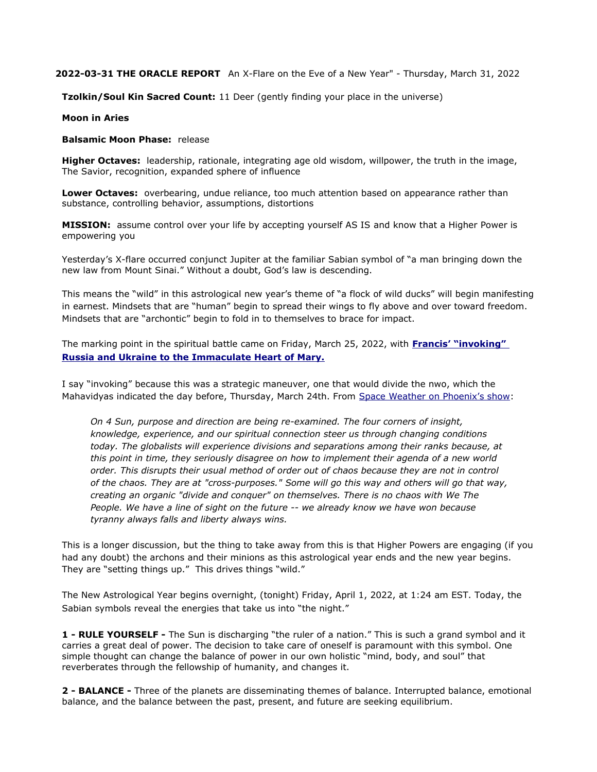**2022-03-31 THE ORACLE REPORT** An X-Flare on the Eve of a New Year" - Thursday, March 31, 2022

**Tzolkin/Soul Kin Sacred Count:** 11 Deer (gently finding your place in the universe)

**Moon in Aries**

**Balsamic Moon Phase:** release

**Higher Octaves:** leadership, rationale, integrating age old wisdom, willpower, the truth in the image, The Savior, recognition, expanded sphere of influence

**Lower Octaves:** overbearing, undue reliance, too much attention based on appearance rather than substance, controlling behavior, assumptions, distortions

**MISSION:** assume control over your life by accepting yourself AS IS and know that a Higher Power is empowering you

Yesterday's X-flare occurred conjunct Jupiter at the familiar Sabian symbol of "a man bringing down the new law from Mount Sinai." Without a doubt, God's law is descending.

This means the "wild" in this astrological new year's theme of "a flock of wild ducks" will begin manifesting in earnest. Mindsets that are "human" begin to spread their wings to fly above and over toward freedom. Mindsets that are "archontic" begin to fold in to themselves to brace for impact.

The marking point in the spiritual battle came on Friday, March 25, 2022, with **Francis' "invoking" Russia and Ukraine to the Immaculate Heart of Mary.**

I say "invoking" because this was a strategic maneuver, one that would divide the nwo, which the Mahavidyas indicated the day before, Thursday, March 24th. From Space Weather on Phoenix's show:

> *On 4 Sun, purpose and direction are being re-examined. The four corners of insight, knowledge, experience, and our spiritual connection steer us through changing conditions today. The globalists will experience divisions and separations among their ranks because, at this point in time, they seriously disagree on how to implement their agenda of a new world order. This disrupts their usual method of order out of chaos because they are not in control of the chaos. They are at "cross-purposes." Some will go this way and others will go that way, creating an organic "divide and conquer" on themselves. There is no chaos with We The People. We have a line of sight on the future -- we already know we have won because tyranny always falls and liberty always wins.*

This is a longer discussion, but the thing to take away from this is that Higher Powers are engaging (if you had any doubt) the archons and their minions as this astrological year ends and the new year begins. They are "setting things up." This drives things "wild."

The New Astrological Year begins overnight, (tonight) Friday, April 1, 2022, at 1:24 am EST. Today, the Sabian symbols reveal the energies that take us into "the night."

**1 - RULE YOURSELF -** The Sun is discharging "the ruler of a nation." This is such a grand symbol and it carries a great deal of power. The decision to take care of oneself is paramount with this symbol. One simple thought can change the balance of power in our own holistic "mind, body, and soul" that reverberates through the fellowship of humanity, and changes it.

**2 - BALANCE -** Three of the planets are disseminating themes of balance. Interrupted balance, emotional balance, and the balance between the past, present, and future are seeking equilibrium.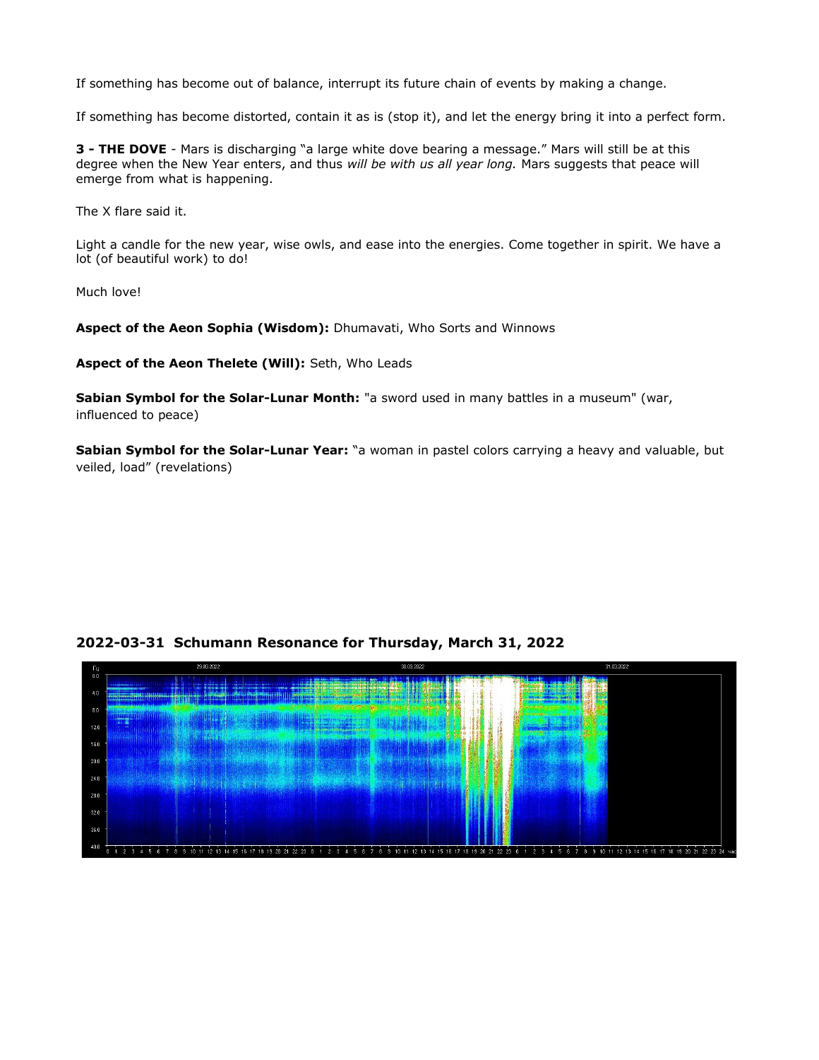If something has become out of balance, interrupt its future chain of events by making a change.

If something has become distorted, contain it as is (stop it), and let the energy bring it into a perfect form.

**3 - THE DOVE** - Mars is discharging "a large white dove bearing a message." Mars will still be at this degree when the New Year enters, and thus *will be with us all year long.* Mars suggests that peace will emerge from what is happening.

The X flare said it.

Light a candle for the new year, wise owls, and ease into the energies. Come together in spirit. We have a lot (of beautiful work) to do!

Much love!

**Aspect of the Aeon Sophia (Wisdom):** Dhumavati, Who Sorts and Winnows

**Aspect of the Aeon Thelete (Will):** Seth, Who Leads

**Sabian Symbol for the Solar-Lunar Month:** "a sword used in many battles in a museum" (war, influenced to peace)

**Sabian Symbol for the Solar-Lunar Year:** "a woman in pastel colors carrying a heavy and valuable, but veiled, load" (revelations)

### 2022-03-31 Schumann Resonance for Thursday, March 31, 2022

Hz
29.03.2022
30.03.2022
31.03.2022
0.0
4.0
8.0
12.0
16.0
20.0
24.0
28.0
32.0
36.0
40.0
0 1 2 3 4 5 6 7 8 9 10 11 12 13 14 15 16 17 18 19 20 21 22 23 0 1 2 3 4 5 6 7 8 9 10 11 12 13 14 15 16 17 18 19 20 21 22 23 0 1 2 3 4 5 6 7 8 9 10 11 12 13 14 15 16 17 18 19 20 21 22 23 24